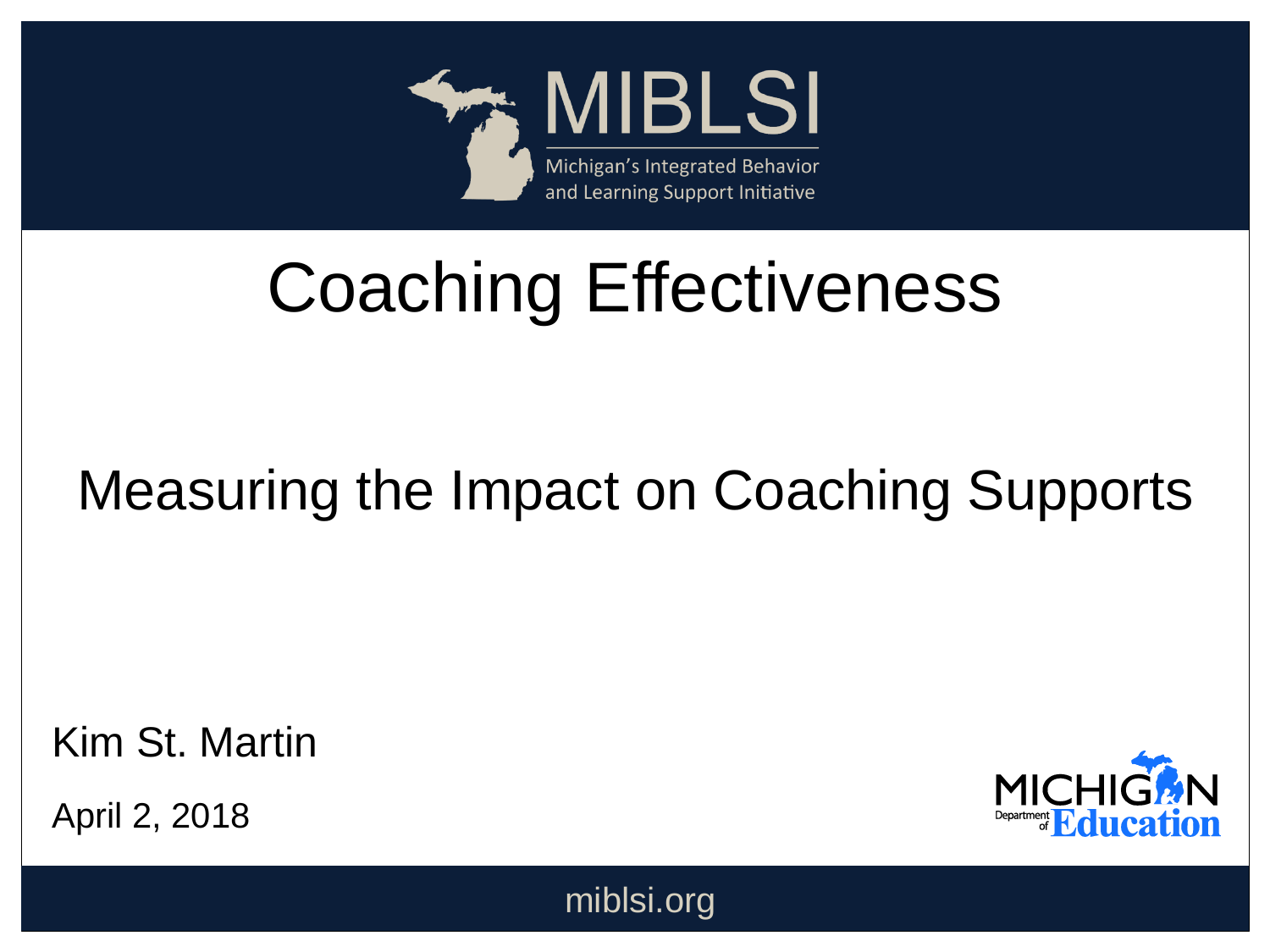MIBLSI

Michigan's Integrated Behavior and Learning Support Initiative

# Coaching Effectiveness

## Measuring the Impact on Coaching Supports

Kim St. Martin

April 2, 2018

MICHIGAN Department of Education

miblsi.org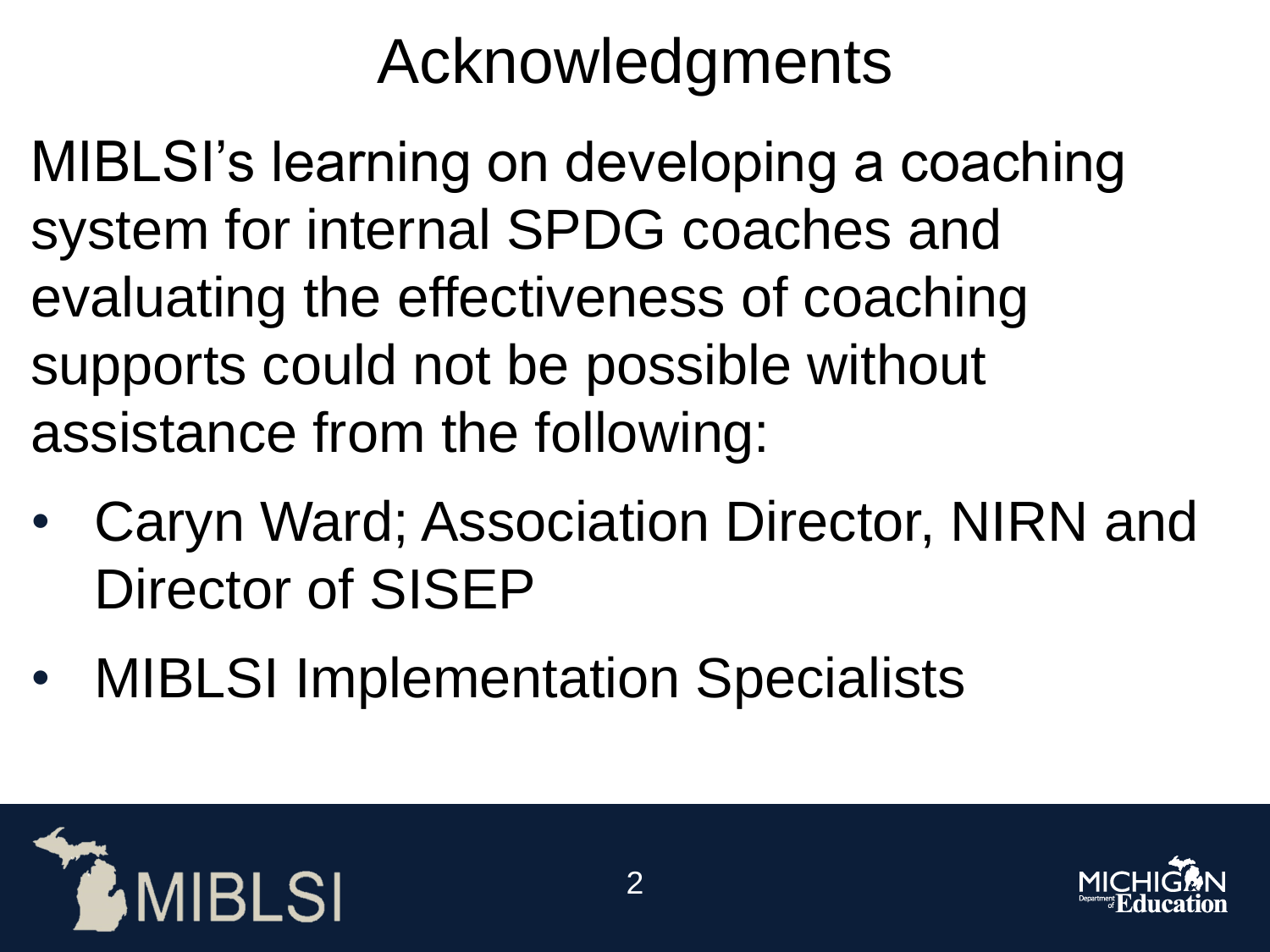# Acknowledgments

MIBLSI's learning on developing a coaching system for internal SPDG coaches and evaluating the effectiveness of coaching supports could not be possible without assistance from the following:

- Caryn Ward; Association Director, NIRN and Director of SISEP
- MIBLSI Implementation Specialists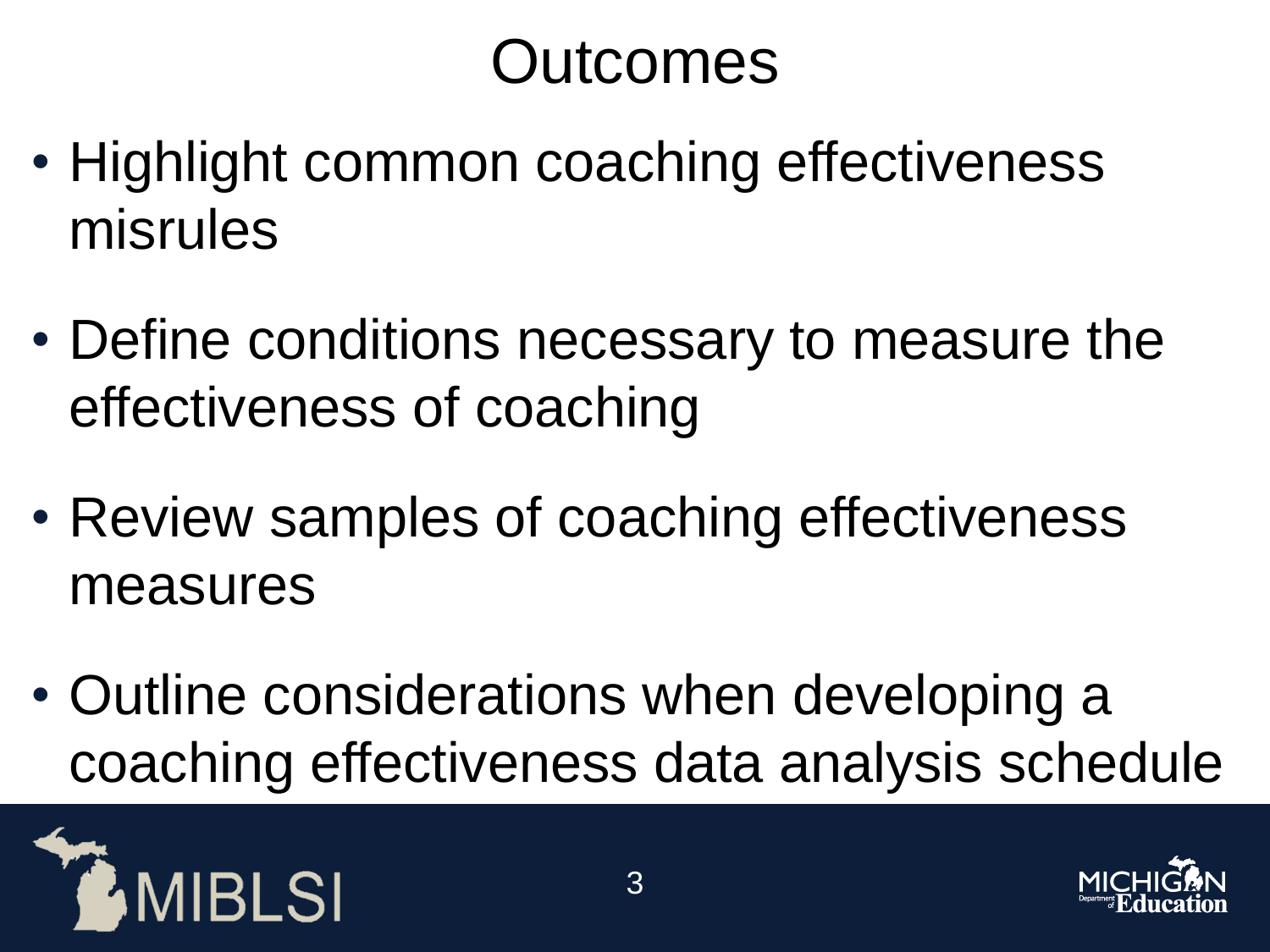# Outcomes

- Highlight common coaching effectiveness misrules
- Define conditions necessary to measure the effectiveness of coaching
- Review samples of coaching effectiveness measures
- Outline considerations when developing a coaching effectiveness data analysis schedule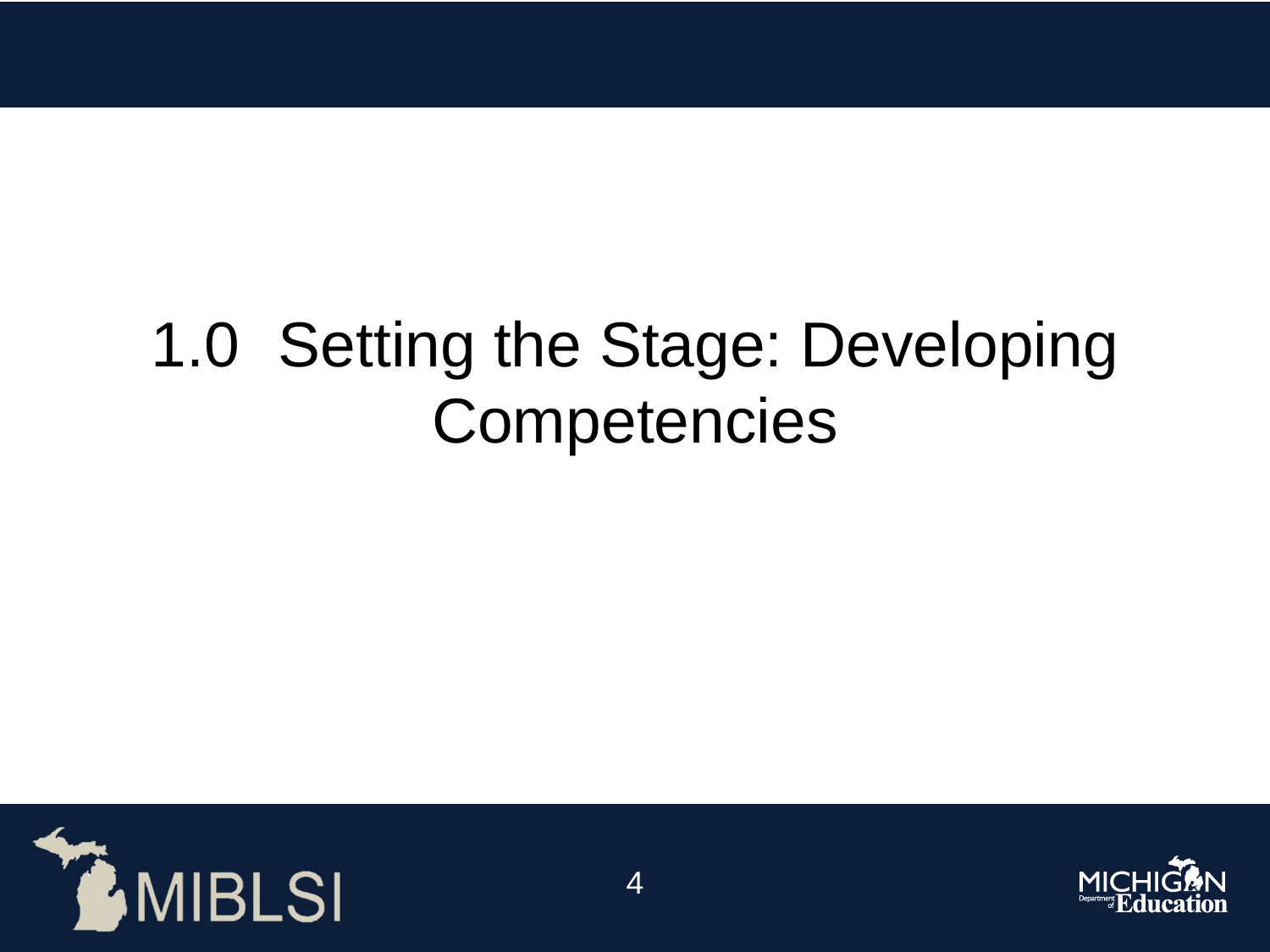# 1.0 Setting the Stage: Developing Competencies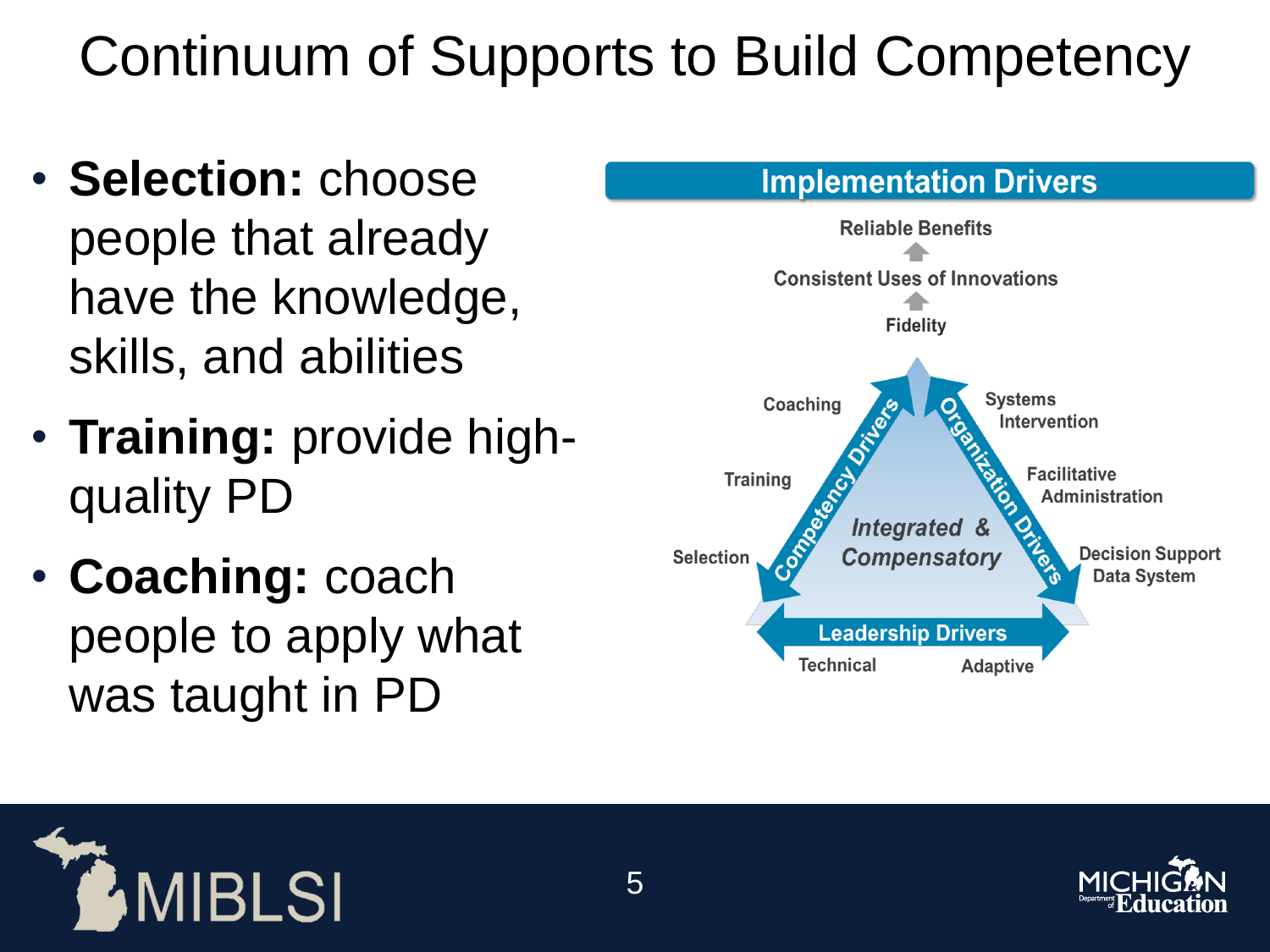# Continuum of Supports to Build Competency

- **Selection:** choose people that already have the knowledge, skills, and abilities
- **Training:** provide high-quality PD
- **Coaching:** coach people to apply what was taught in PD

**Implementation Drivers**

Reliable Benefits

Consistent Uses of Innovations

Fidelity

Competency Drivers: Coaching, Training, Selection

Organization Drivers: Systems Intervention, Facilitative Administration, Decision Support Data System

*Integrated & Compensatory*

Leadership Drivers: Technical, Adaptive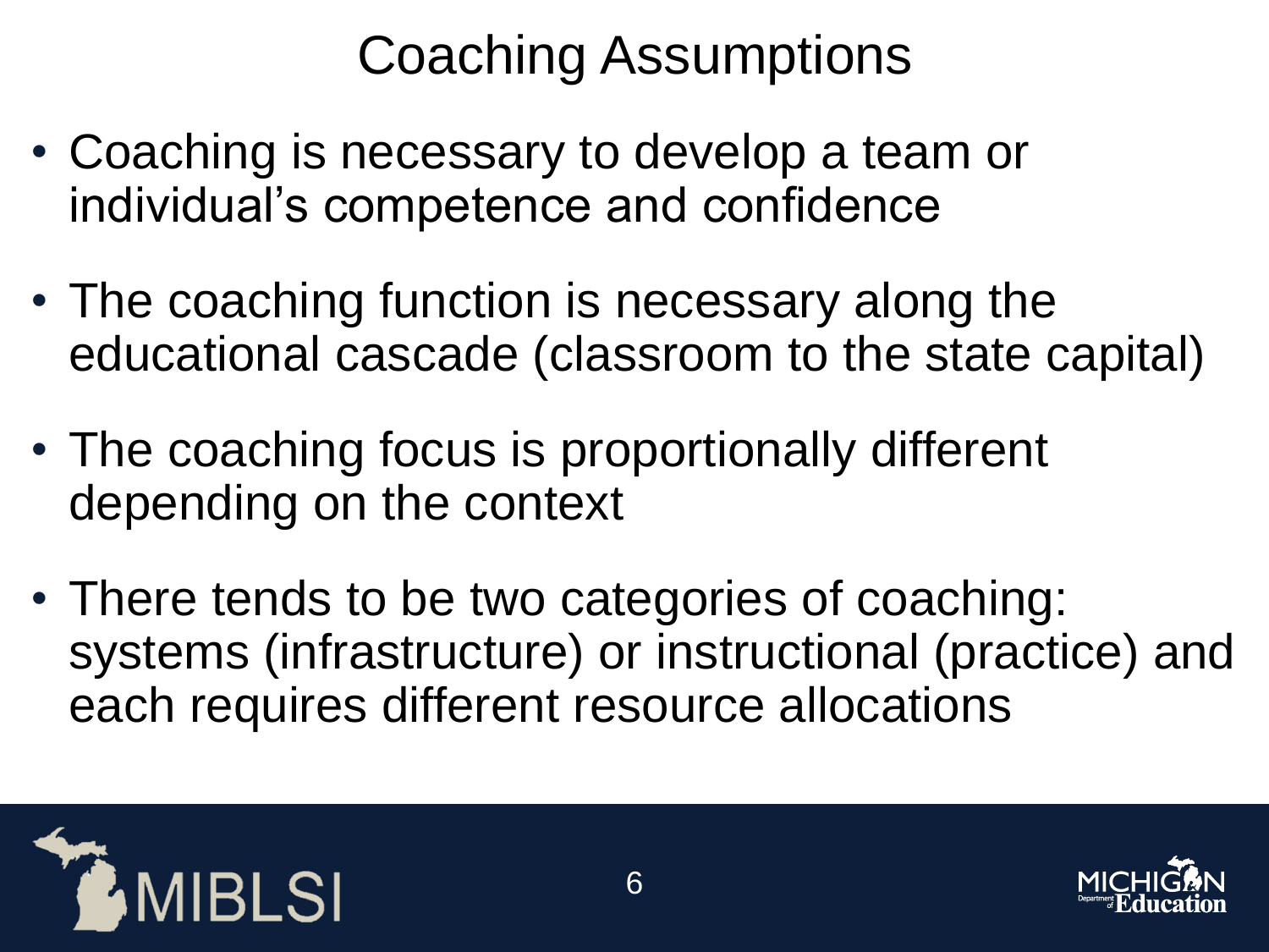# Coaching Assumptions

- Coaching is necessary to develop a team or individual's competence and confidence
- The coaching function is necessary along the educational cascade (classroom to the state capital)
- The coaching focus is proportionally different depending on the context
- There tends to be two categories of coaching: systems (infrastructure) or instructional (practice) and each requires different resource allocations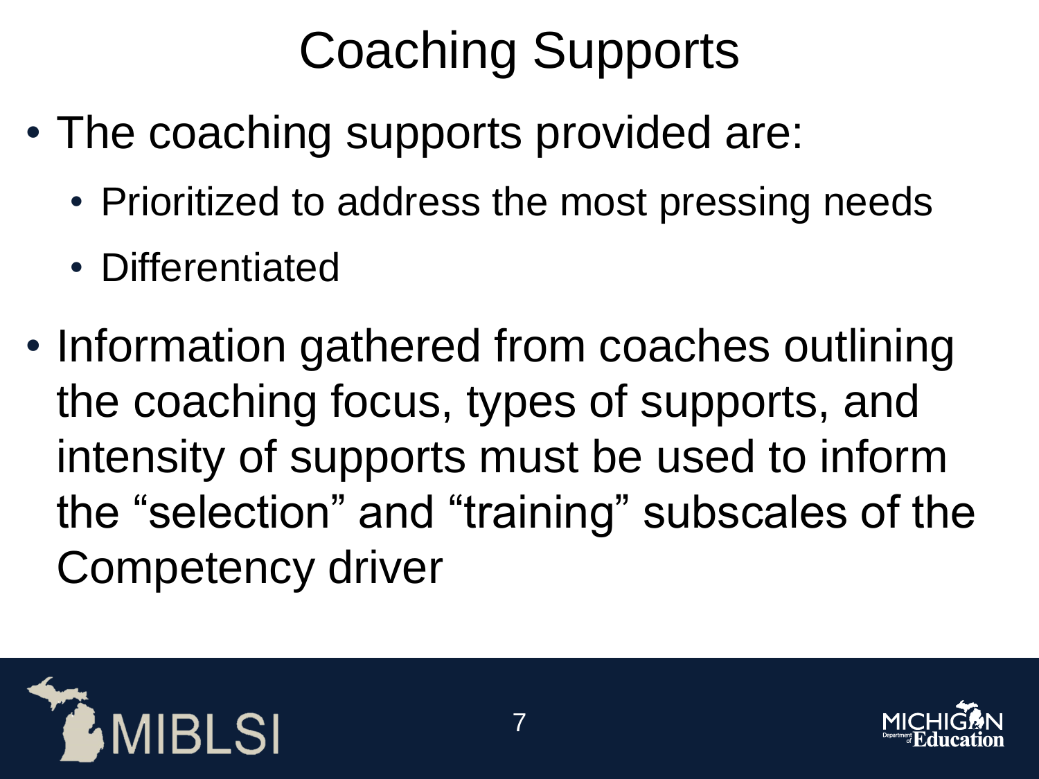# Coaching Supports

- The coaching supports provided are:
  - Prioritized to address the most pressing needs
  - Differentiated
- Information gathered from coaches outlining the coaching focus, types of supports, and intensity of supports must be used to inform the “selection” and “training” subscales of the Competency driver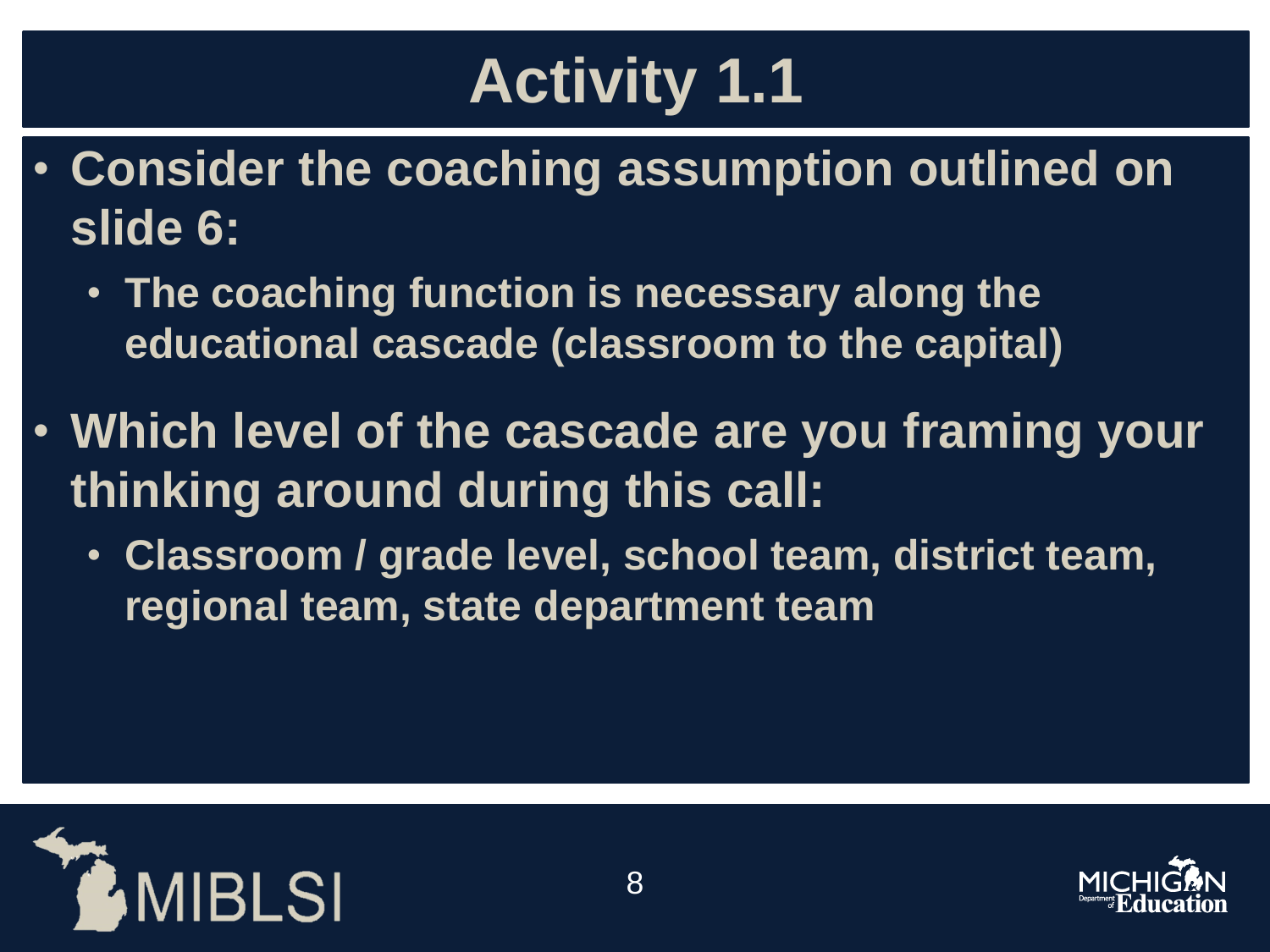# Activity 1.1

- Consider the coaching assumption outlined on slide 6:
  - The coaching function is necessary along the educational cascade (classroom to the capital)
- Which level of the cascade are you framing your thinking around during this call:
  - Classroom / grade level, school team, district team, regional team, state department team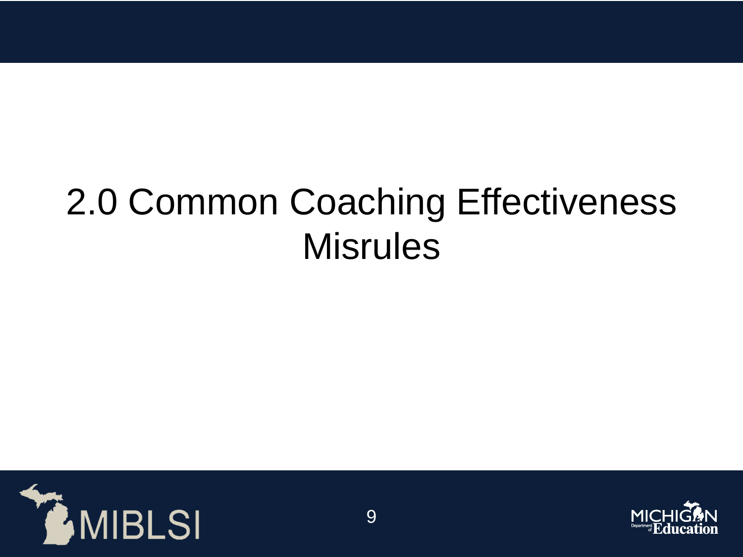# 2.0 Common Coaching Effectiveness Misrules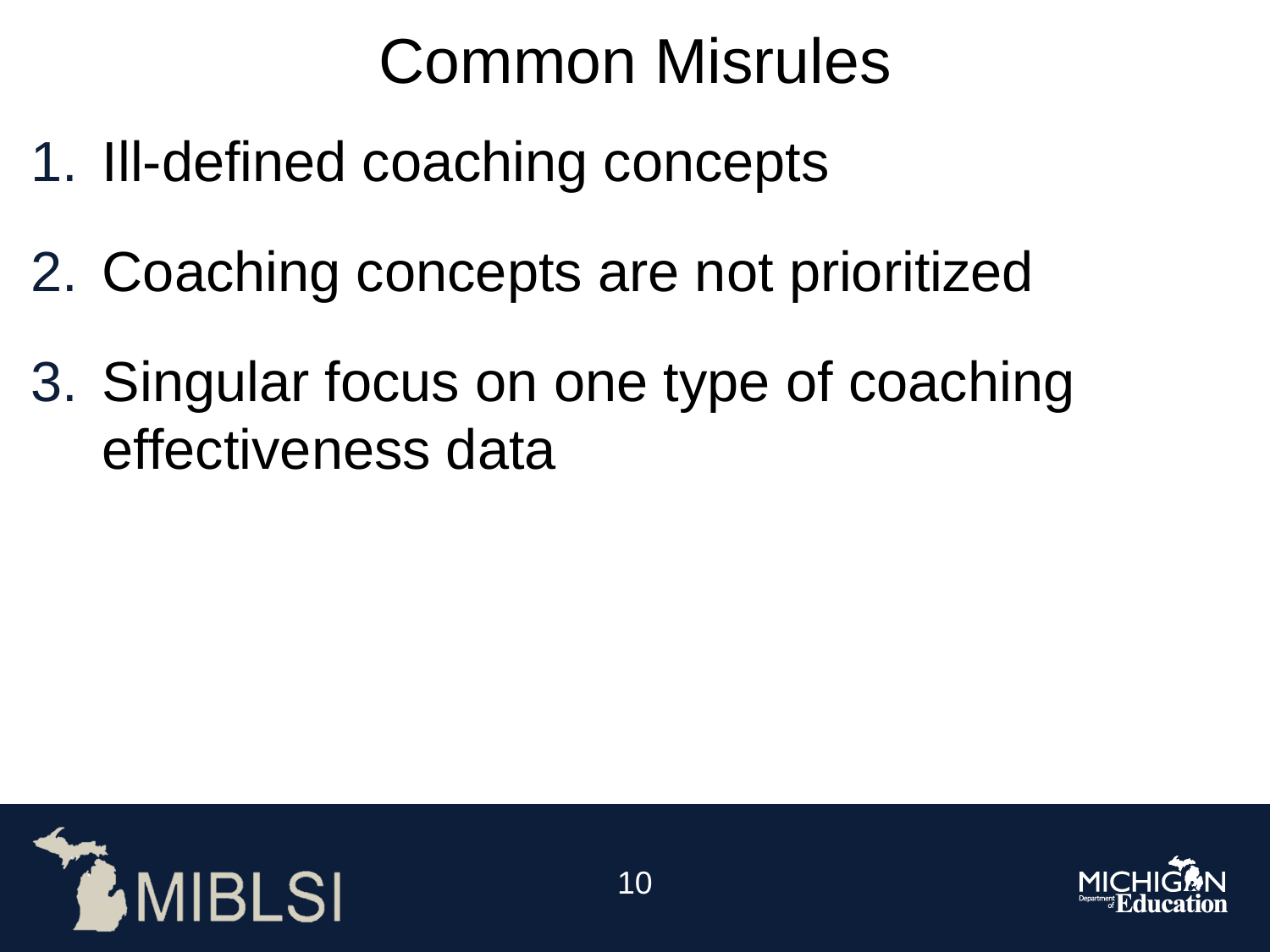# Common Misrules

1. Ill-defined coaching concepts
2. Coaching concepts are not prioritized
3. Singular focus on one type of coaching effectiveness data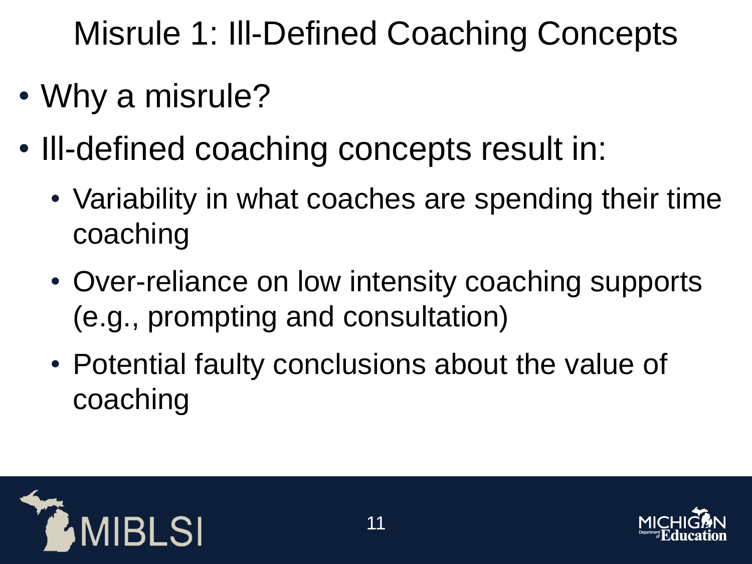# Misrule 1: Ill-Defined Coaching Concepts

- Why a misrule?
- Ill-defined coaching concepts result in:
  - Variability in what coaches are spending their time coaching
  - Over-reliance on low intensity coaching supports (e.g., prompting and consultation)
  - Potential faulty conclusions about the value of coaching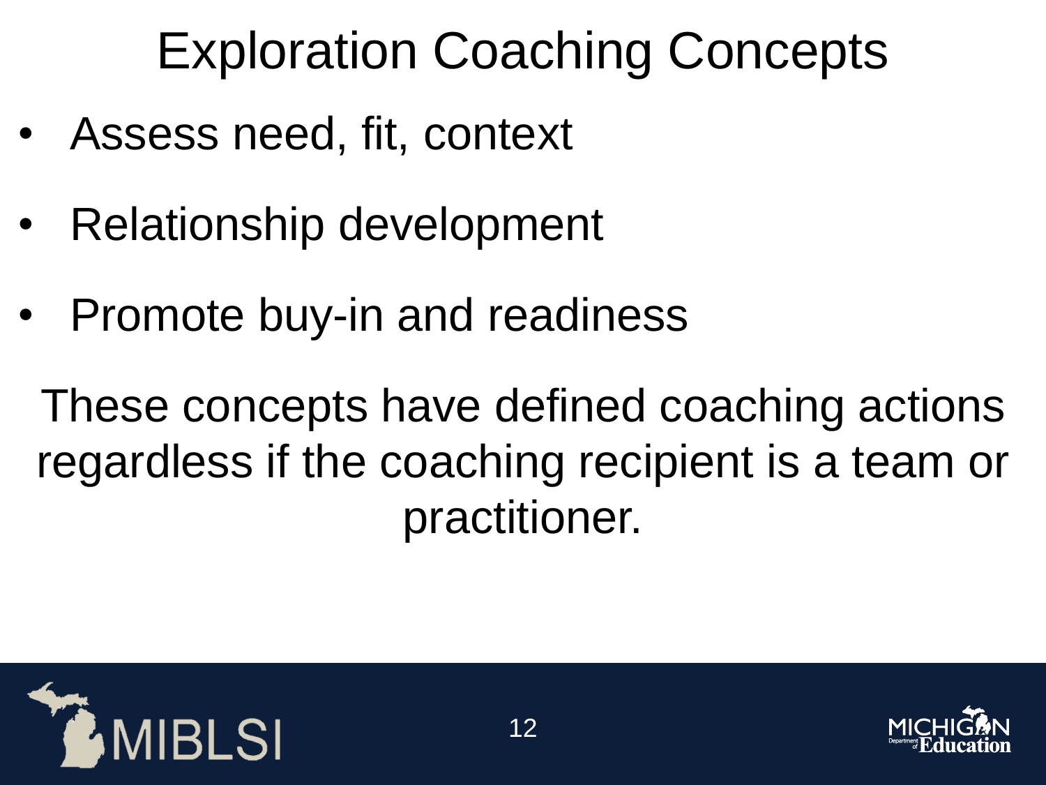# Exploration Coaching Concepts

- Assess need, fit, context
- Relationship development
- Promote buy-in and readiness

These concepts have defined coaching actions regardless if the coaching recipient is a team or practitioner.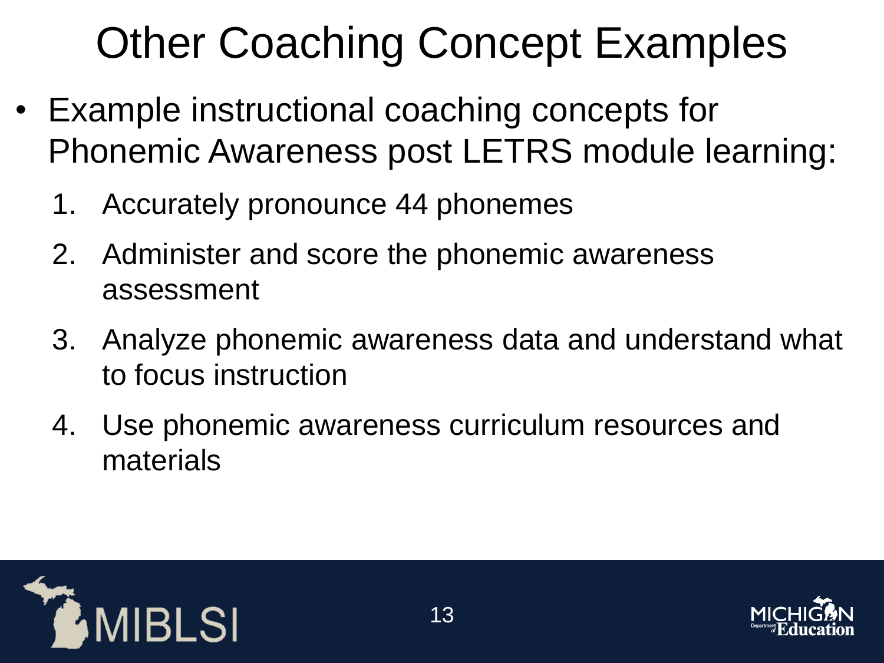# Other Coaching Concept Examples

- Example instructional coaching concepts for Phonemic Awareness post LETRS module learning:
  1. Accurately pronounce 44 phonemes
  2. Administer and score the phonemic awareness assessment
  3. Analyze phonemic awareness data and understand what to focus instruction
  4. Use phonemic awareness curriculum resources and materials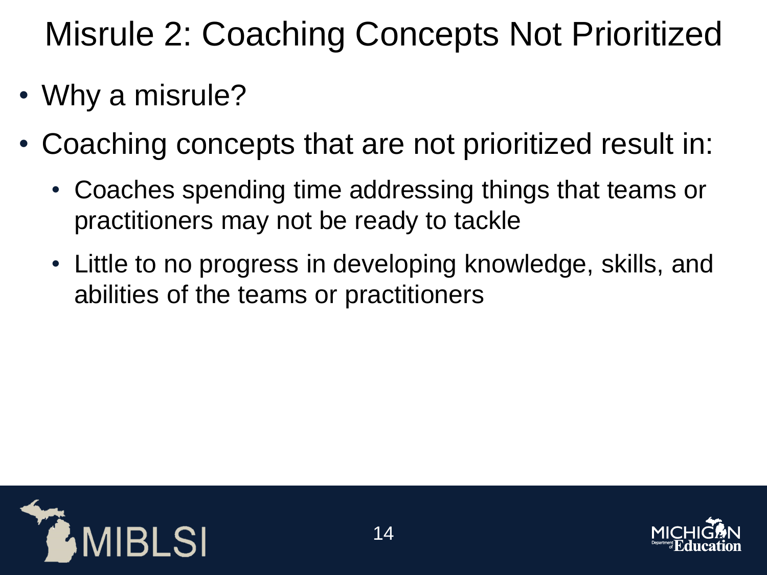# Misrule 2: Coaching Concepts Not Prioritized

- Why a misrule?
- Coaching concepts that are not prioritized result in:
  - Coaches spending time addressing things that teams or practitioners may not be ready to tackle
  - Little to no progress in developing knowledge, skills, and abilities of the teams or practitioners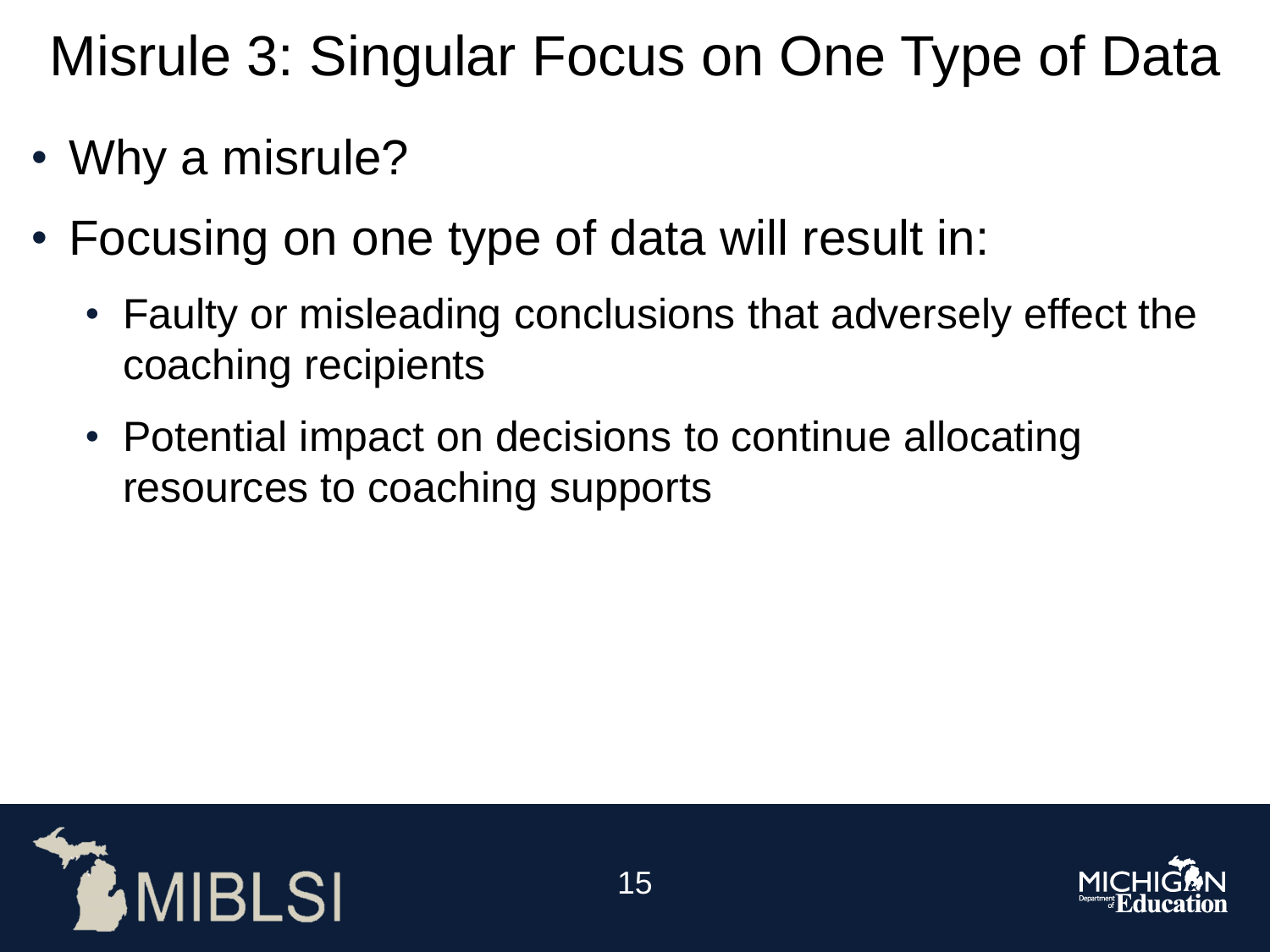# Misrule 3: Singular Focus on One Type of Data

- Why a misrule?
- Focusing on one type of data will result in:
  - Faulty or misleading conclusions that adversely effect the coaching recipients
  - Potential impact on decisions to continue allocating resources to coaching supports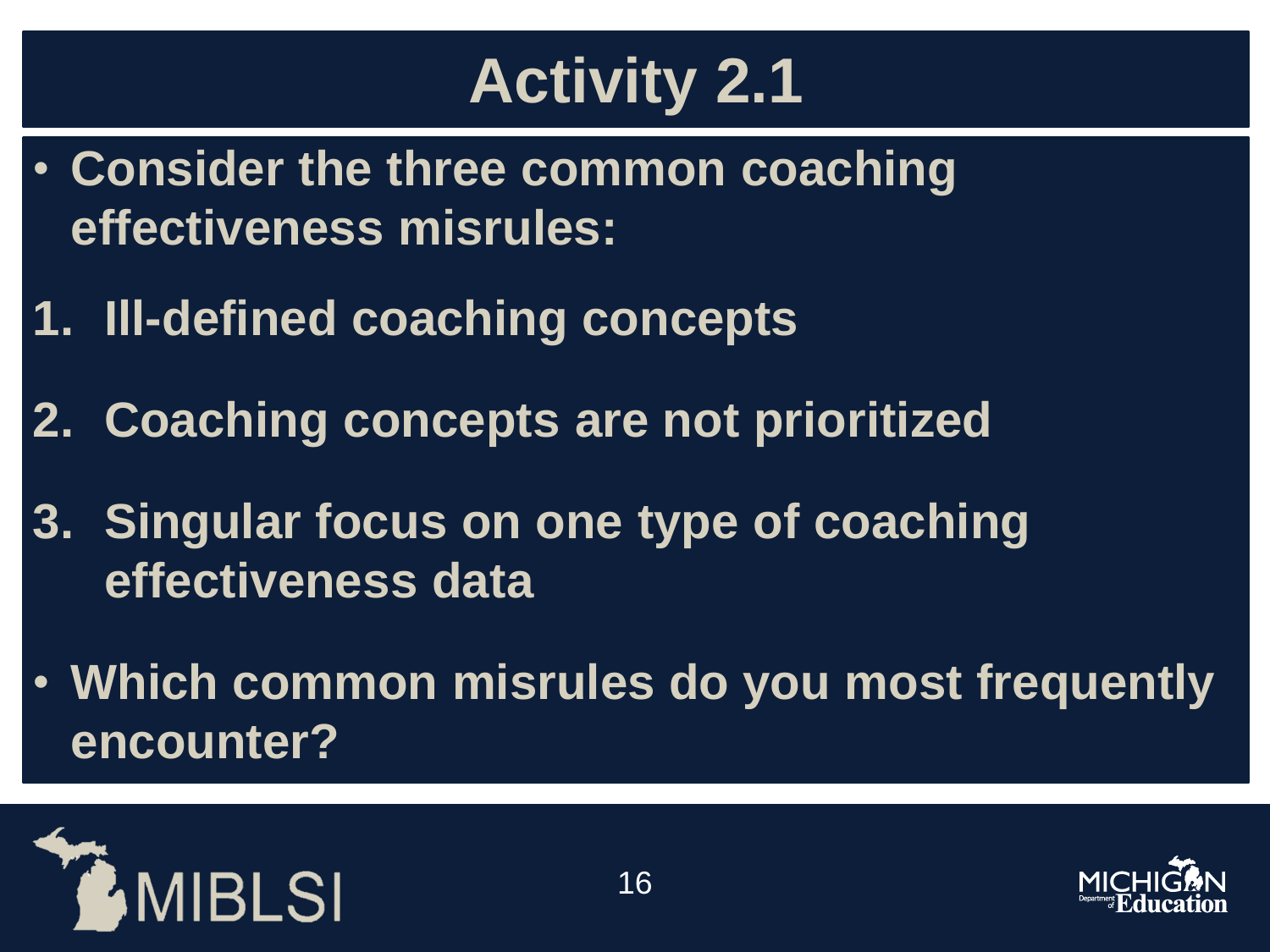# Activity 2.1

- **Consider the three common coaching effectiveness misrules:**

1. **Ill-defined coaching concepts**
2. **Coaching concepts are not prioritized**
3. **Singular focus on one type of coaching effectiveness data**

- **Which common misrules do you most frequently encounter?**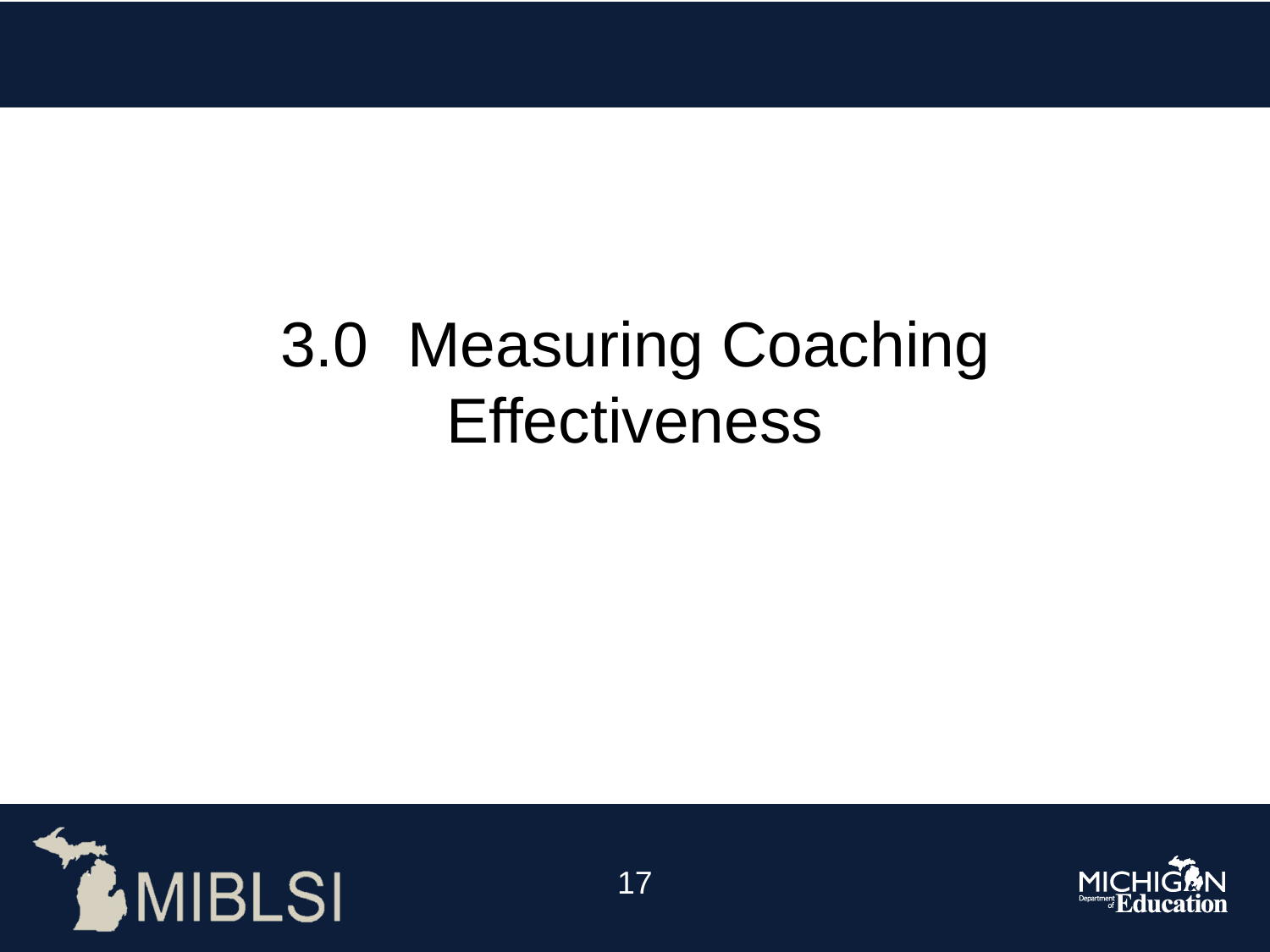# 3.0 Measuring Coaching Effectiveness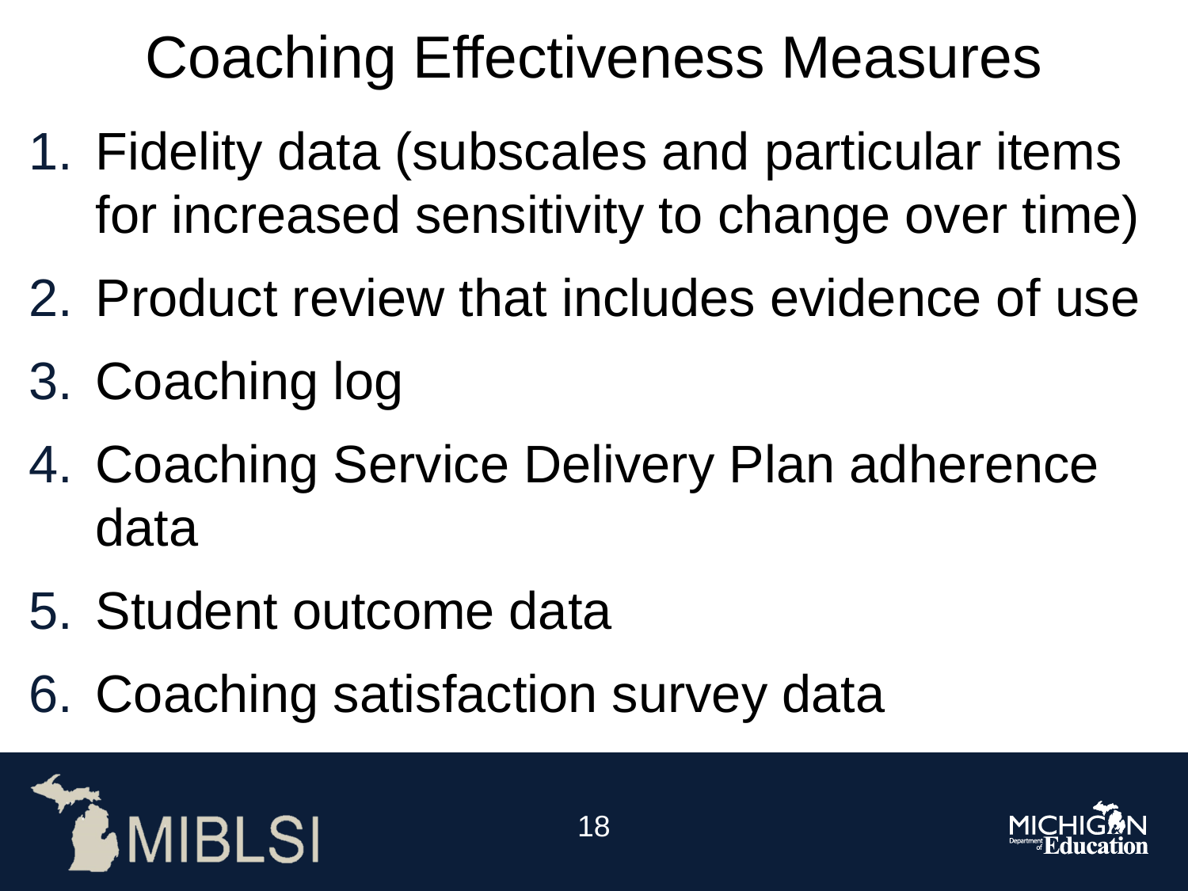# Coaching Effectiveness Measures

1. Fidelity data (subscales and particular items for increased sensitivity to change over time)
2. Product review that includes evidence of use
3. Coaching log
4. Coaching Service Delivery Plan adherence data
5. Student outcome data
6. Coaching satisfaction survey data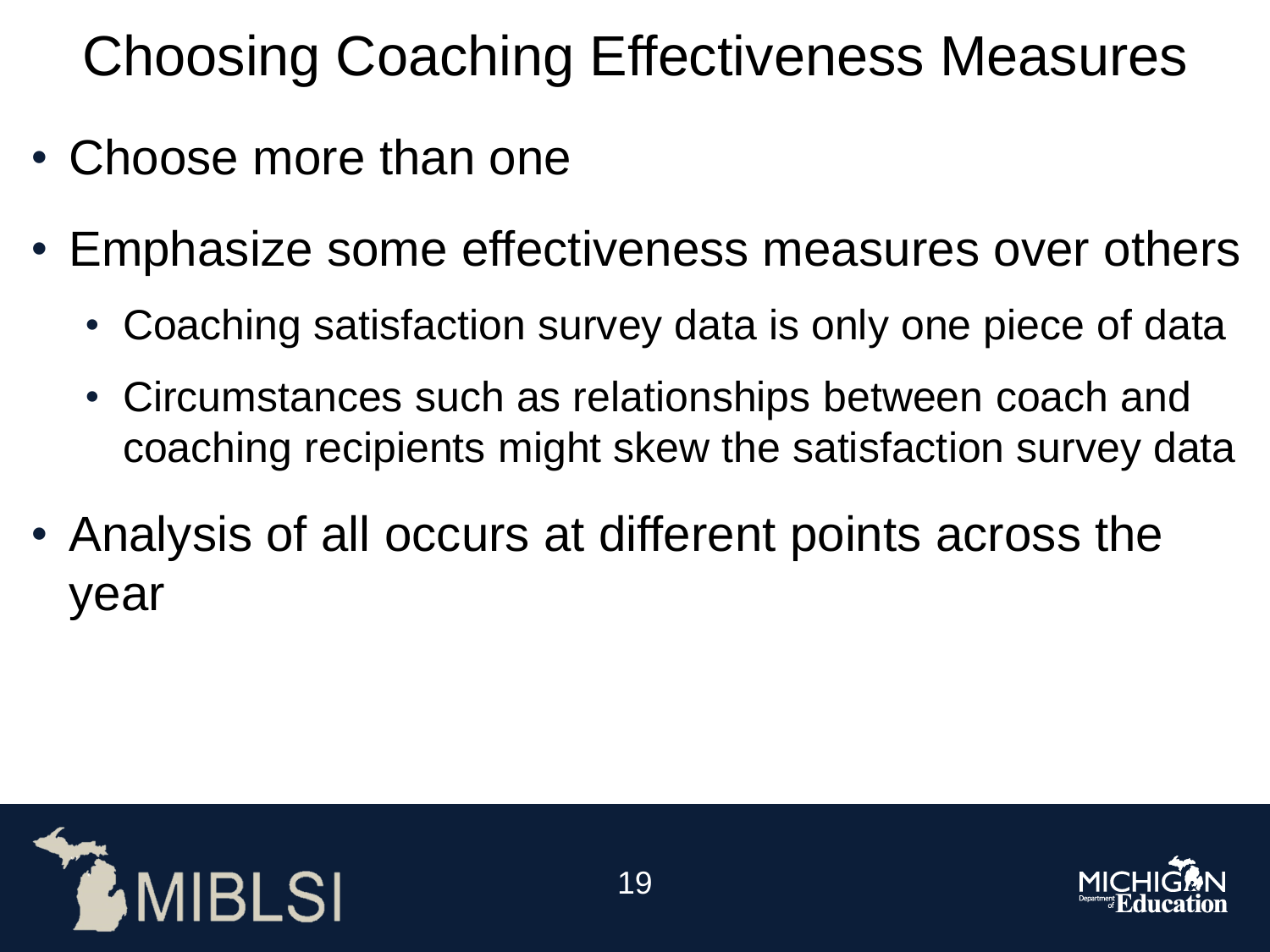# Choosing Coaching Effectiveness Measures

- Choose more than one
- Emphasize some effectiveness measures over others
  - Coaching satisfaction survey data is only one piece of data
  - Circumstances such as relationships between coach and coaching recipients might skew the satisfaction survey data
- Analysis of all occurs at different points across the year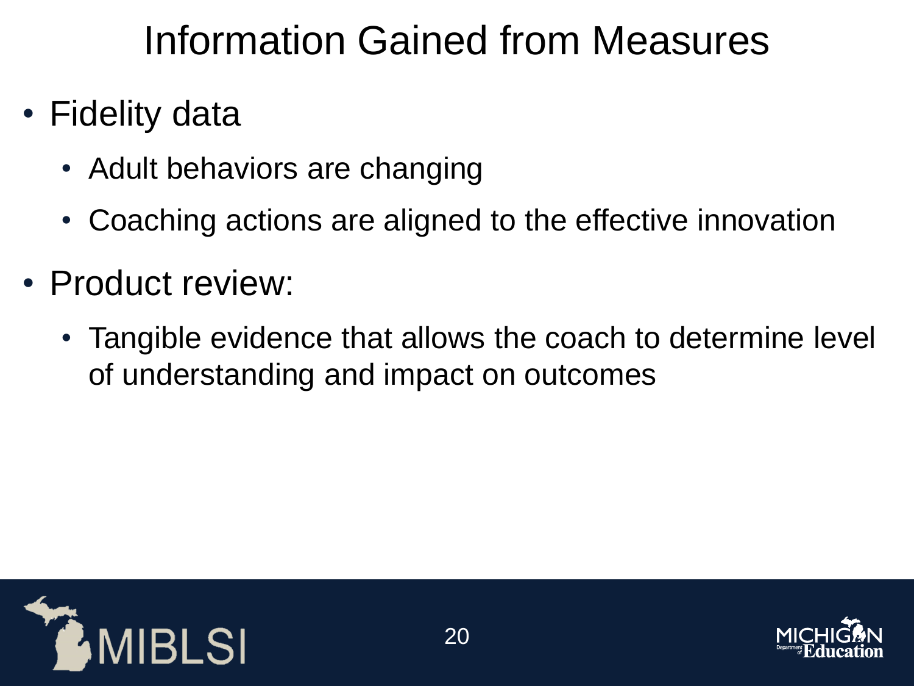# Information Gained from Measures

- Fidelity data
  - Adult behaviors are changing
  - Coaching actions are aligned to the effective innovation
- Product review:
  - Tangible evidence that allows the coach to determine level of understanding and impact on outcomes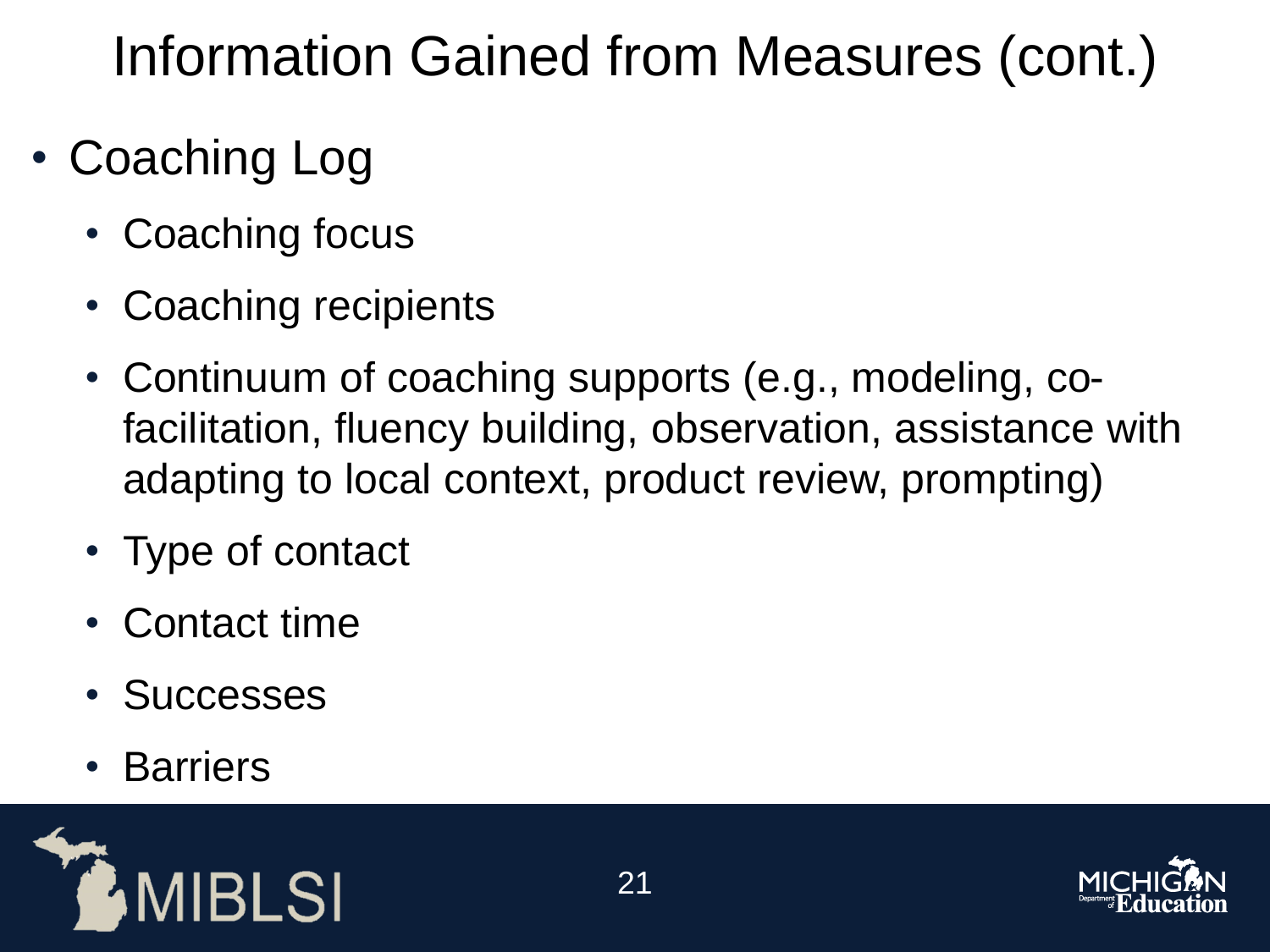# Information Gained from Measures (cont.)

- Coaching Log
  - Coaching focus
  - Coaching recipients
  - Continuum of coaching supports (e.g., modeling, co-facilitation, fluency building, observation, assistance with adapting to local context, product review, prompting)
  - Type of contact
  - Contact time
  - Successes
  - Barriers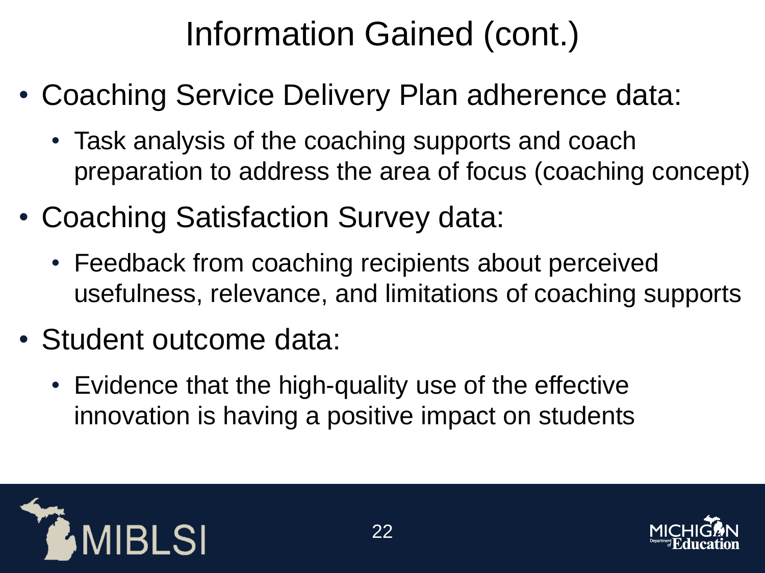# Information Gained (cont.)

- Coaching Service Delivery Plan adherence data:
  - Task analysis of the coaching supports and coach preparation to address the area of focus (coaching concept)
- Coaching Satisfaction Survey data:
  - Feedback from coaching recipients about perceived usefulness, relevance, and limitations of coaching supports
- Student outcome data:
  - Evidence that the high-quality use of the effective innovation is having a positive impact on students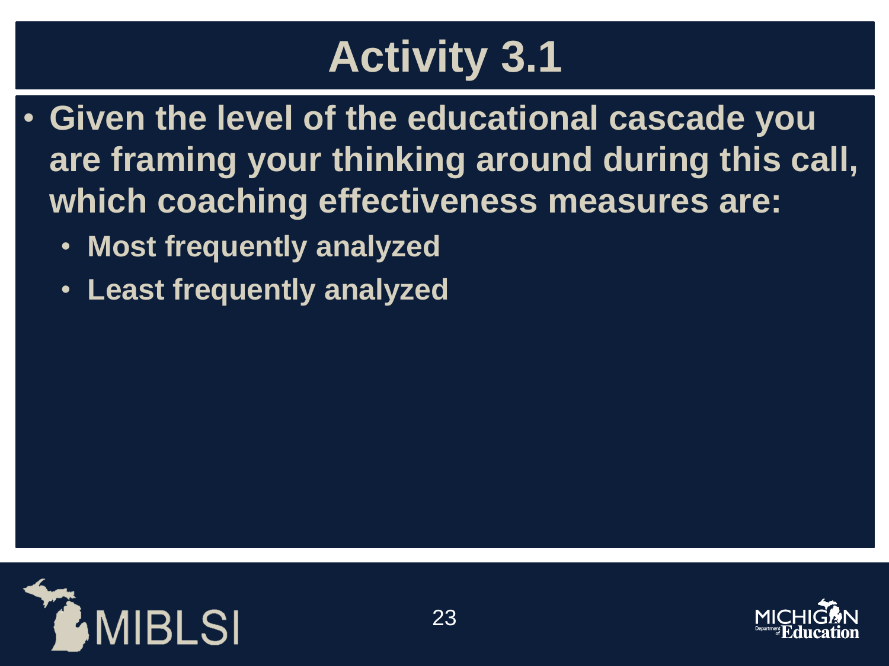# Activity 3.1

- Given the level of the educational cascade you are framing your thinking around during this call, which coaching effectiveness measures are:
  - Most frequently analyzed
  - Least frequently analyzed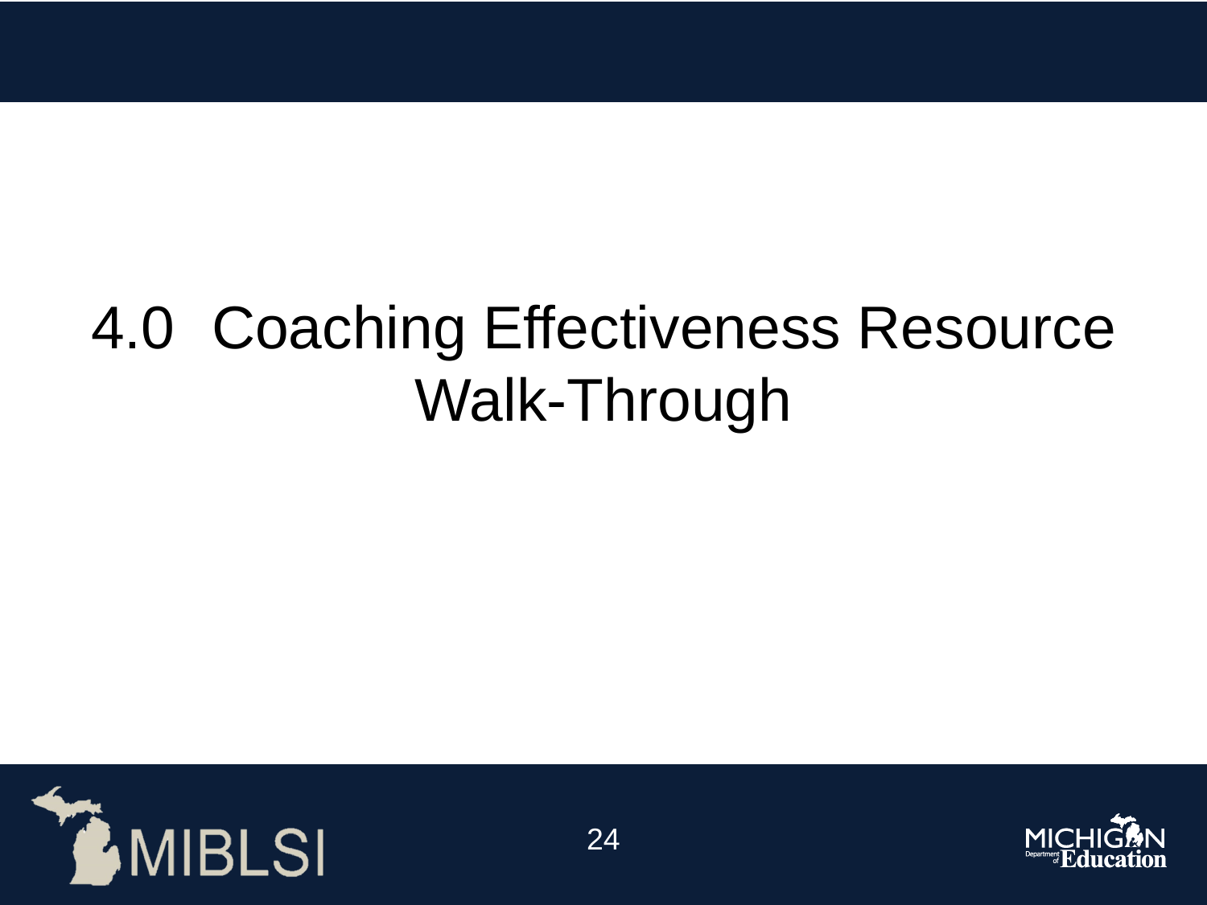# 4.0 Coaching Effectiveness Resource Walk-Through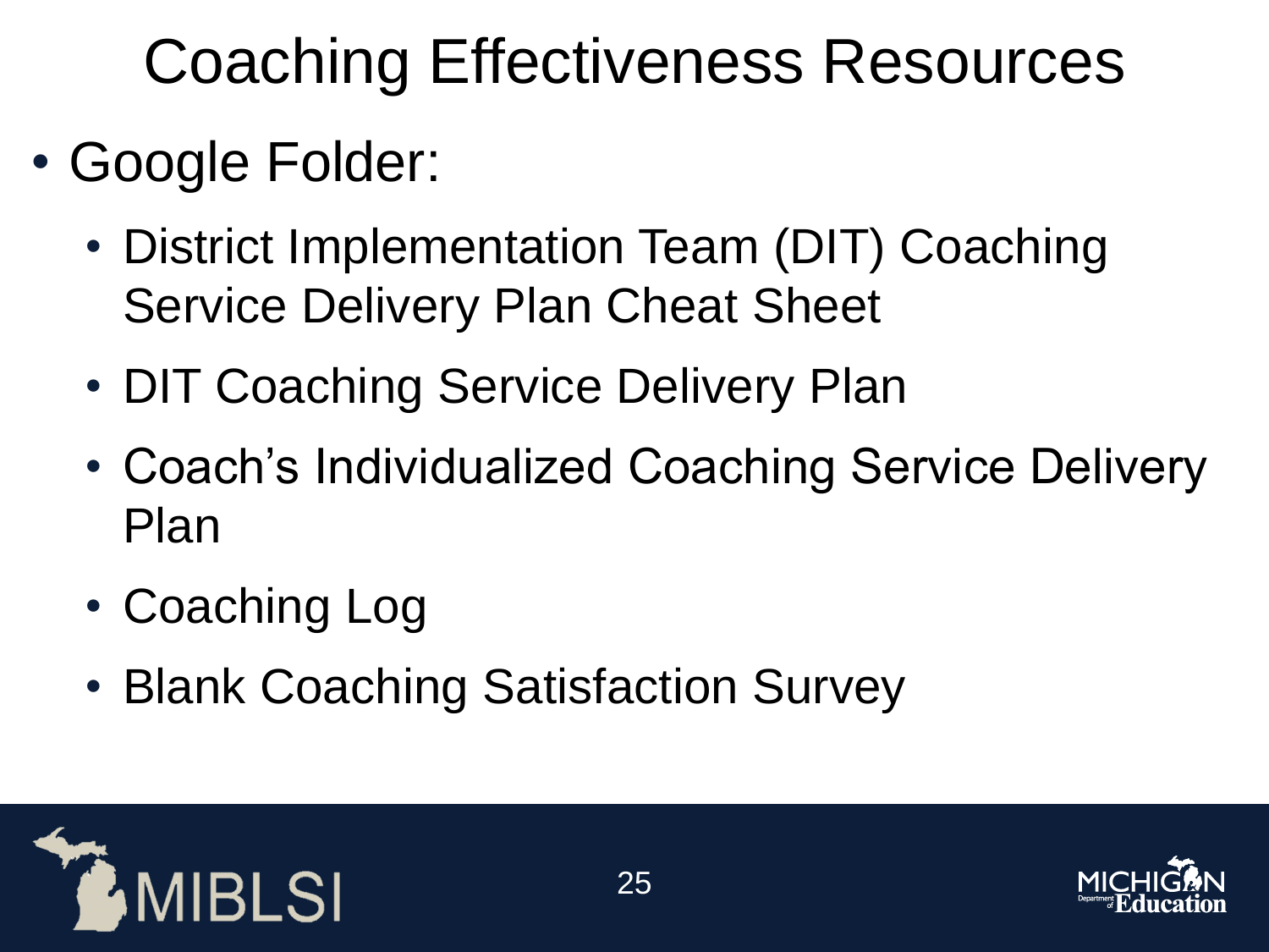# Coaching Effectiveness Resources

- Google Folder:
  - District Implementation Team (DIT) Coaching Service Delivery Plan Cheat Sheet
  - DIT Coaching Service Delivery Plan
  - Coach's Individualized Coaching Service Delivery Plan
  - Coaching Log
  - Blank Coaching Satisfaction Survey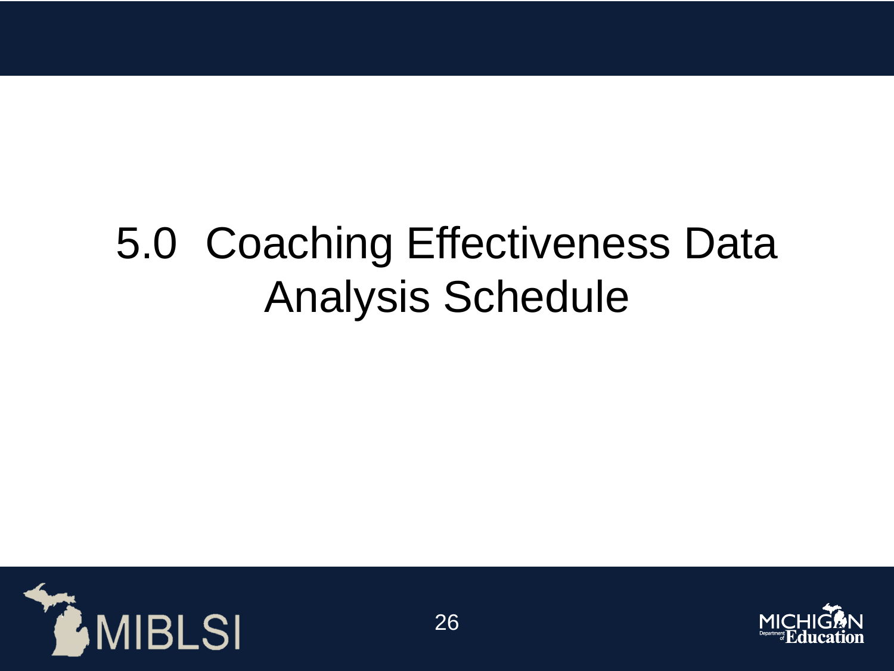# 5.0 Coaching Effectiveness Data Analysis Schedule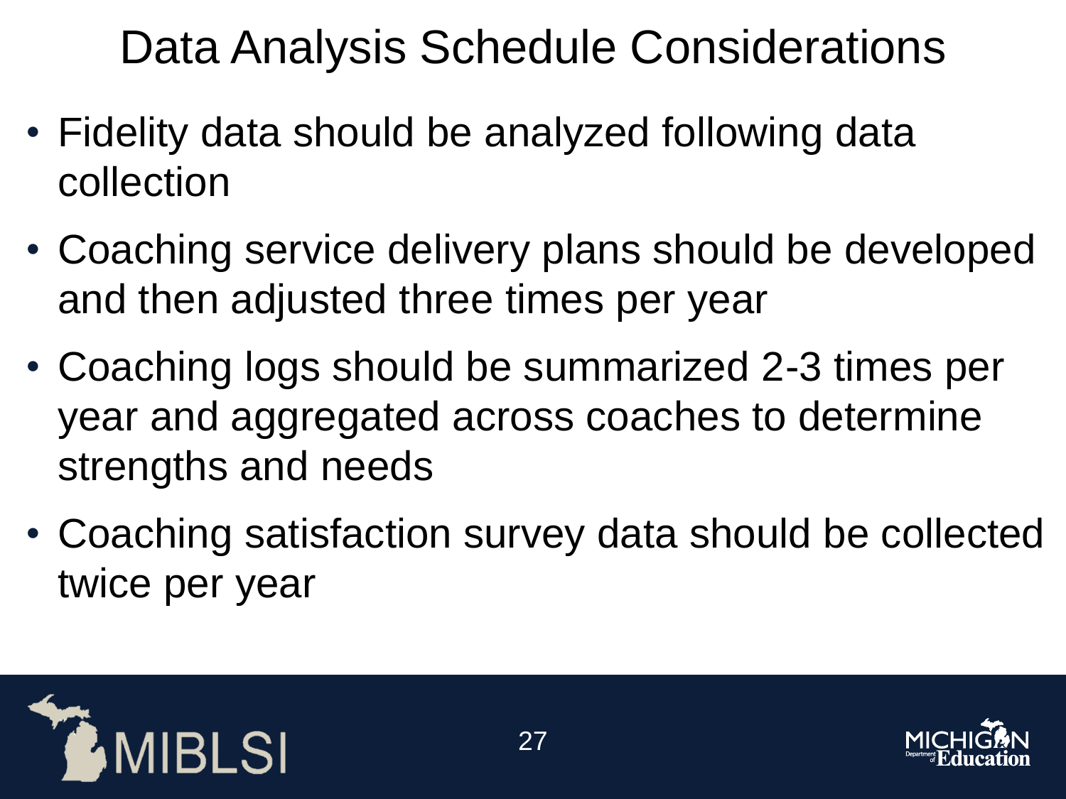# Data Analysis Schedule Considerations

- Fidelity data should be analyzed following data collection
- Coaching service delivery plans should be developed and then adjusted three times per year
- Coaching logs should be summarized 2-3 times per year and aggregated across coaches to determine strengths and needs
- Coaching satisfaction survey data should be collected twice per year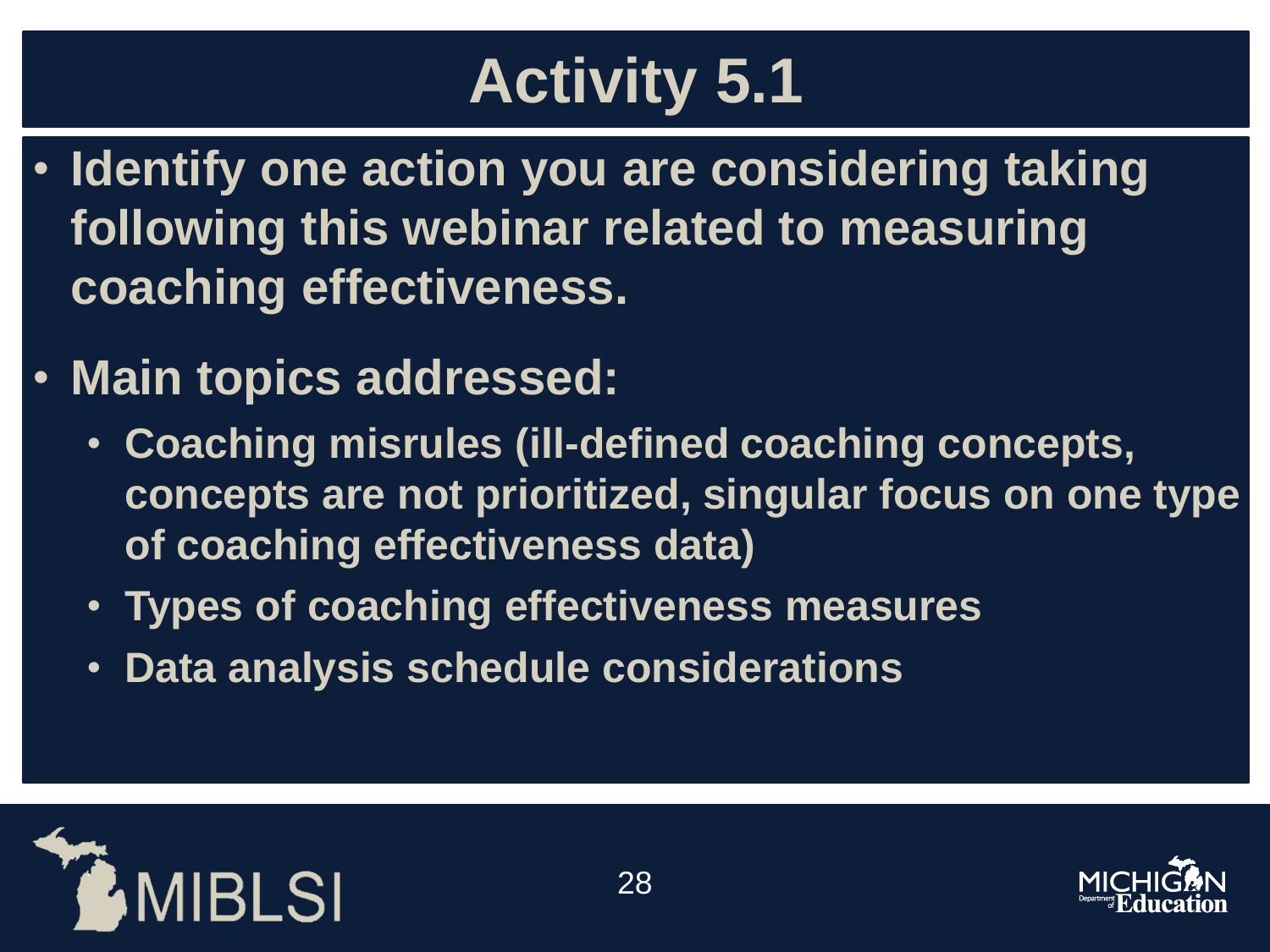# Activity 5.1

- **Identify one action you are considering taking following this webinar related to measuring coaching effectiveness.**
- **Main topics addressed:**
  - **Coaching misrules (ill-defined coaching concepts, concepts are not prioritized, singular focus on one type of coaching effectiveness data)**
  - **Types of coaching effectiveness measures**
  - **Data analysis schedule considerations**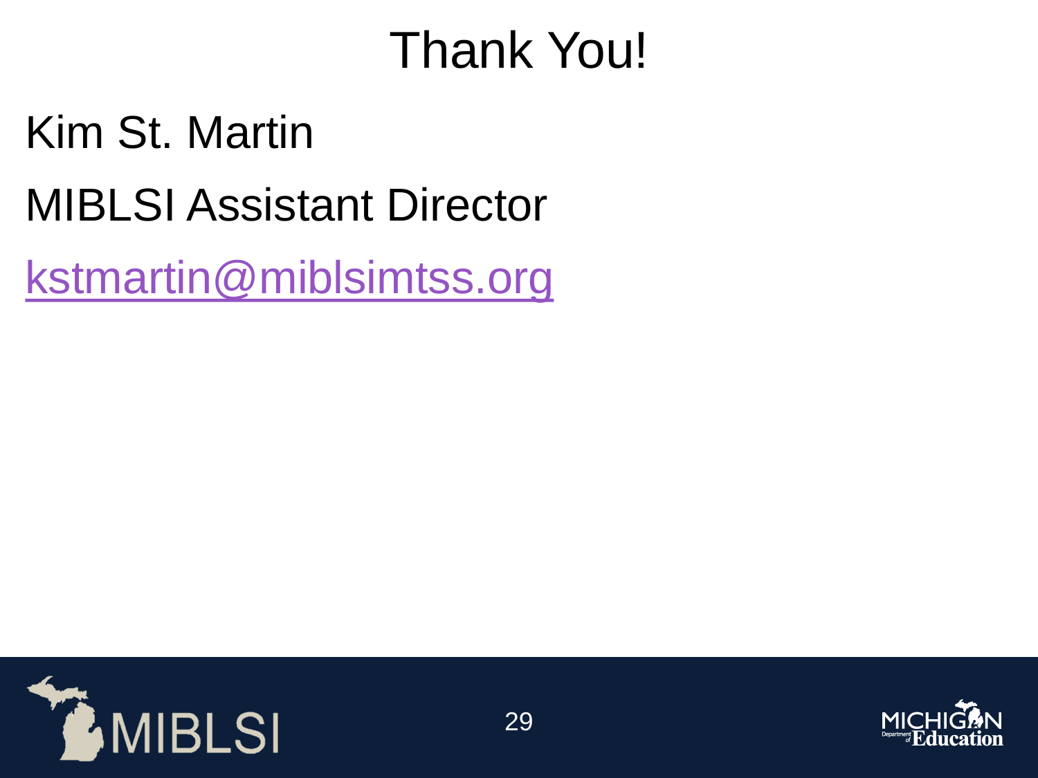# Thank You!

Kim St. Martin

MIBLSI Assistant Director

kstmartin@miblsimtss.org